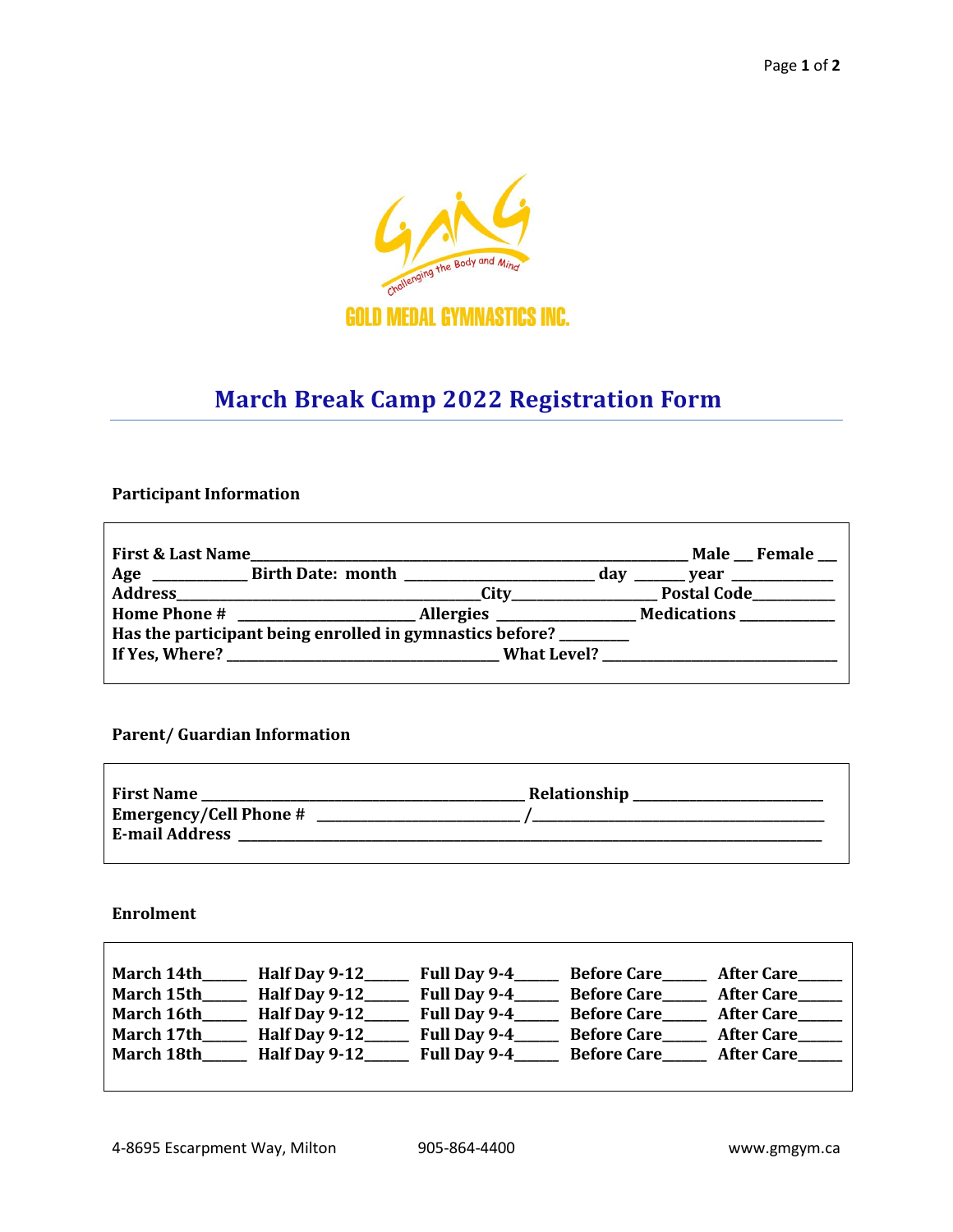GOLD MEDAL GYMNASTICS INC.

Challenging the Body and Mind

# March Break Camp 2022 Registration Form

**Participant Information**

**First & Last Name**_______________________________________________ **Male** ___ **Female** ___
**Age** __________ **Birth Date: month** ____________________ **day** ______ **year** ___________
**Address**_________________________________**City**________________ **Postal Code**__________
**Home Phone #** ____________________ **Allergies** _______________ **Medications** ___________
**Has the participant being enrolled in gymnastics before?** ________
**If Yes, Where?** ______________________________ **What Level?** ___________________________

**Parent/ Guardian Information**

**First Name** ____________________________________ **Relationship** ______________________
**Emergency/Cell Phone #** ______________________ /__________________________________
**E-mail Address** ________________________________________________________________

**Enrolment**

| | | | | |
|---|---|---|---|---|
| **March 14th**_____ | **Half Day 9-12**_____ | **Full Day 9-4**_____ | **Before Care**_____ | **After Care**_____ |
| **March 15th**_____ | **Half Day 9-12**_____ | **Full Day 9-4**_____ | **Before Care**_____ | **After Care**_____ |
| **March 16th**_____ | **Half Day 9-12**_____ | **Full Day 9-4**_____ | **Before Care**_____ | **After Care**_____ |
| **March 17th**_____ | **Half Day 9-12**_____ | **Full Day 9-4**_____ | **Before Care**_____ | **After Care**_____ |
| **March 18th**_____ | **Half Day 9-12**_____ | **Full Day 9-4**_____ | **Before Care**_____ | **After Care**_____ |

4-8695 Escarpment Way, Milton 905-864-4400 www.gmgym.ca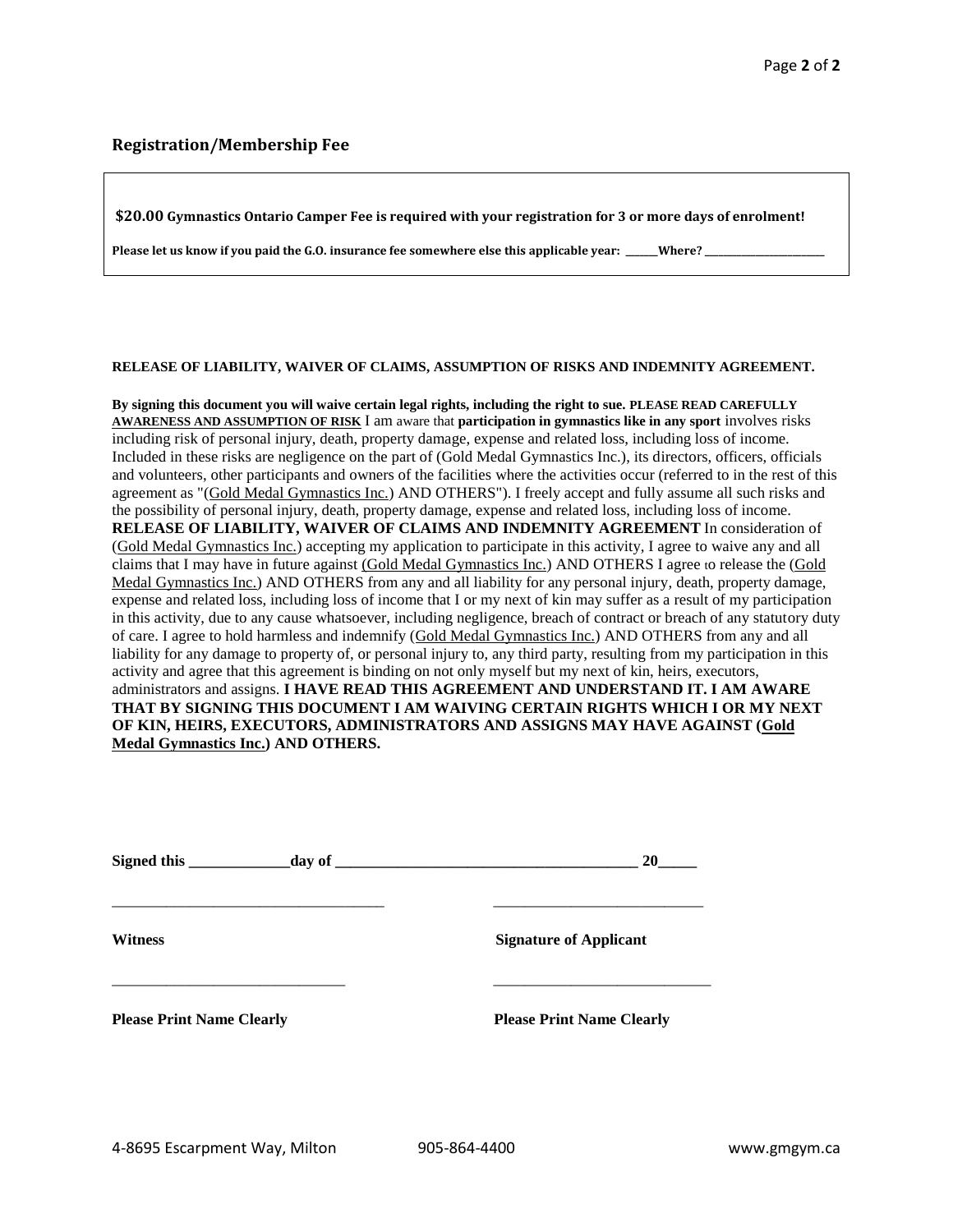## Registration/Membership Fee

**$20.00 Gymnastics Ontario Camper Fee is required with your registration for 3 or more days of enrolment!**

**Please let us know if you paid the G.O. insurance fee somewhere else this applicable year: ______Where? ______________________**

**RELEASE OF LIABILITY, WAIVER OF CLAIMS, ASSUMPTION OF RISKS AND INDEMNITY AGREEMENT.**

**By signing this document you will waive certain legal rights, including the right to sue. PLEASE READ CAREFULLY** **<u>AWARENESS AND ASSUMPTION OF RISK</u>** I am aware that **participation in gymnastics like in any sport** involves risks including risk of personal injury, death, property damage, expense and related loss, including loss of income. Included in these risks are negligence on the part of (Gold Medal Gymnastics Inc.), its directors, officers, officials and volunteers, other participants and owners of the facilities where the activities occur (referred to in the rest of this agreement as "(<u>Gold Medal Gymnastics Inc.</u>) AND OTHERS"). I freely accept and fully assume all such risks and the possibility of personal injury, death, property damage, expense and related loss, including loss of income. **RELEASE OF LIABILITY, WAIVER OF CLAIMS AND INDEMNITY AGREEMENT** In consideration of (<u>Gold Medal Gymnastics Inc.</u>) accepting my application to participate in this activity, I agree to waive any and all claims that I may have in future against <u>(Gold Medal Gymnastics Inc.</u>) AND OTHERS I agree to release the (<u>Gold Medal Gymnastics Inc.</u>) AND OTHERS from any and all liability for any personal injury, death, property damage, expense and related loss, including loss of income that I or my next of kin may suffer as a result of my participation in this activity, due to any cause whatsoever, including negligence, breach of contract or breach of any statutory duty of care. I agree to hold harmless and indemnify (<u>Gold Medal Gymnastics Inc.</u>) AND OTHERS from any and all liability for any damage to property of, or personal injury to, any third party, resulting from my participation in this activity and agree that this agreement is binding on not only myself but my next of kin, heirs, executors, administrators and assigns. **I HAVE READ THIS AGREEMENT AND UNDERSTAND IT. I AM AWARE THAT BY SIGNING THIS DOCUMENT I AM WAIVING CERTAIN RIGHTS WHICH I OR MY NEXT OF KIN, HEIRS, EXECUTORS, ADMINISTRATORS AND ASSIGNS MAY HAVE AGAINST (<u>Gold Medal Gymnastics Inc.</u>) AND OTHERS.**

**Signed this _____________day of ________________________________________ 20_____**

___________________________________ ___________________________

**Witness** **Signature of Applicant**

______________________________ ____________________________

**Please Print Name Clearly** **Please Print Name Clearly**

4-8695 Escarpment Way, Milton 905-864-4400 www.gmgym.ca